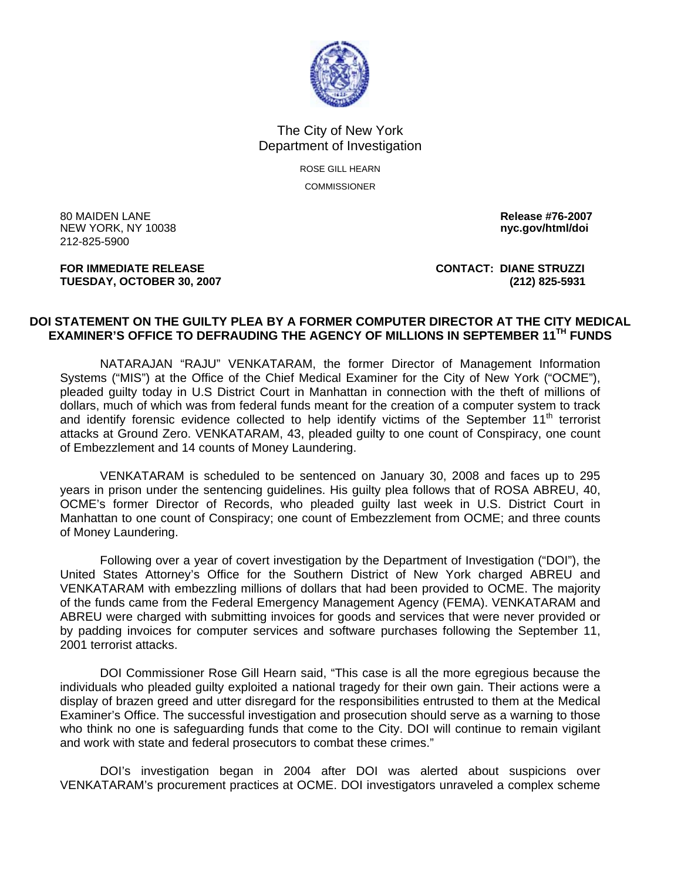The City of New York
Department of Investigation

ROSE GILL HEARN
COMMISSIONER

80 MAIDEN LANE
NEW YORK, NY 10038
212-825-5900

**Release #76-2007**
**nyc.gov/html/doi**

**FOR IMMEDIATE RELEASE**
**TUESDAY, OCTOBER 30, 2007**

**CONTACT: DIANE STRUZZI**
**(212) 825-5931**

## DOI STATEMENT ON THE GUILTY PLEA BY A FORMER COMPUTER DIRECTOR AT THE CITY MEDICAL EXAMINER'S OFFICE TO DEFRAUDING THE AGENCY OF MILLIONS IN SEPTEMBER 11TH FUNDS

NATARAJAN "RAJU" VENKATARAM, the former Director of Management Information Systems ("MIS") at the Office of the Chief Medical Examiner for the City of New York ("OCME"), pleaded guilty today in U.S District Court in Manhattan in connection with the theft of millions of dollars, much of which was from federal funds meant for the creation of a computer system to track and identify forensic evidence collected to help identify victims of the September 11th terrorist attacks at Ground Zero. VENKATARAM, 43, pleaded guilty to one count of Conspiracy, one count of Embezzlement and 14 counts of Money Laundering.

VENKATARAM is scheduled to be sentenced on January 30, 2008 and faces up to 295 years in prison under the sentencing guidelines. His guilty plea follows that of ROSA ABREU, 40, OCME's former Director of Records, who pleaded guilty last week in U.S. District Court in Manhattan to one count of Conspiracy; one count of Embezzlement from OCME; and three counts of Money Laundering.

Following over a year of covert investigation by the Department of Investigation ("DOI"), the United States Attorney's Office for the Southern District of New York charged ABREU and VENKATARAM with embezzling millions of dollars that had been provided to OCME. The majority of the funds came from the Federal Emergency Management Agency (FEMA). VENKATARAM and ABREU were charged with submitting invoices for goods and services that were never provided or by padding invoices for computer services and software purchases following the September 11, 2001 terrorist attacks.

DOI Commissioner Rose Gill Hearn said, "This case is all the more egregious because the individuals who pleaded guilty exploited a national tragedy for their own gain. Their actions were a display of brazen greed and utter disregard for the responsibilities entrusted to them at the Medical Examiner's Office. The successful investigation and prosecution should serve as a warning to those who think no one is safeguarding funds that come to the City. DOI will continue to remain vigilant and work with state and federal prosecutors to combat these crimes."

DOI's investigation began in 2004 after DOI was alerted about suspicions over VENKATARAM's procurement practices at OCME. DOI investigators unraveled a complex scheme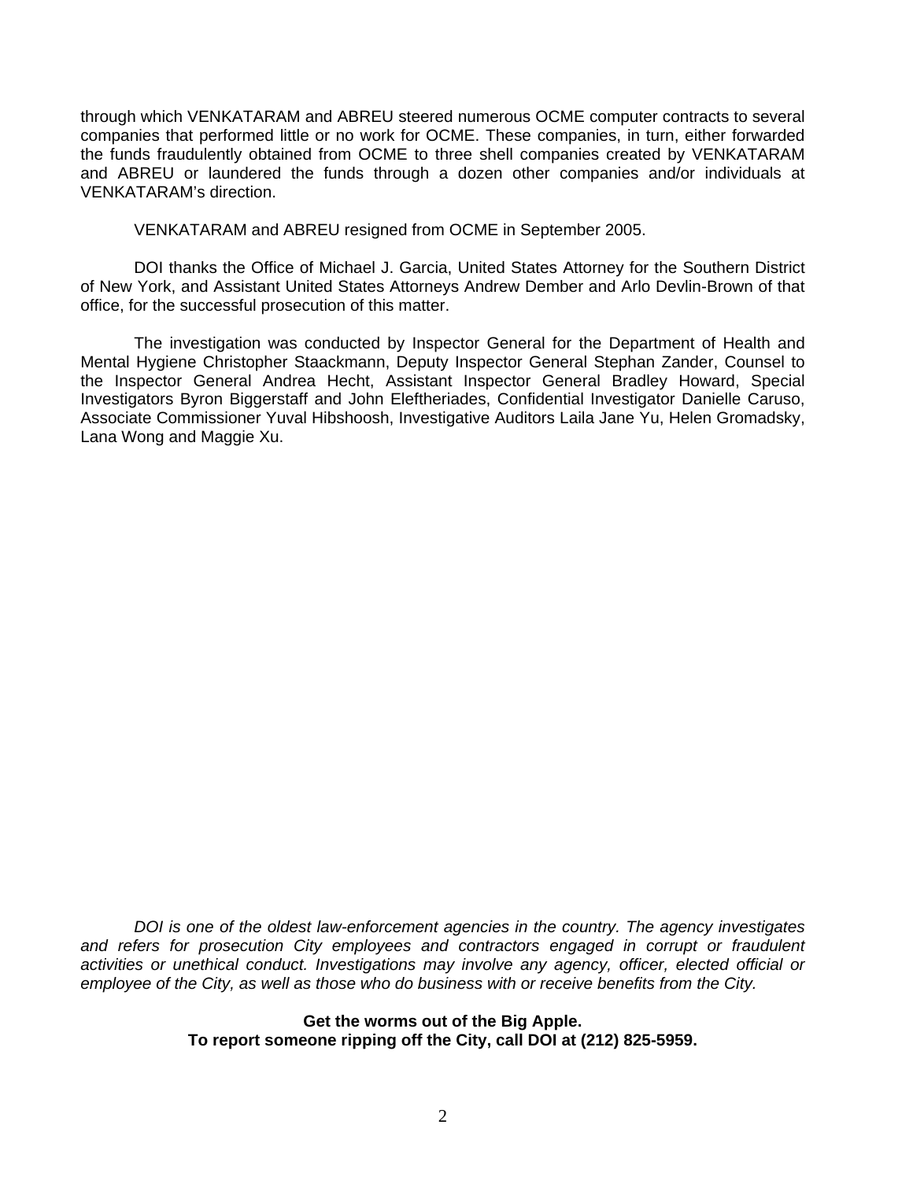through which VENKATARAM and ABREU steered numerous OCME computer contracts to several companies that performed little or no work for OCME. These companies, in turn, either forwarded the funds fraudulently obtained from OCME to three shell companies created by VENKATARAM and ABREU or laundered the funds through a dozen other companies and/or individuals at VENKATARAM's direction.

VENKATARAM and ABREU resigned from OCME in September 2005.

DOI thanks the Office of Michael J. Garcia, United States Attorney for the Southern District of New York, and Assistant United States Attorneys Andrew Dember and Arlo Devlin-Brown of that office, for the successful prosecution of this matter.

The investigation was conducted by Inspector General for the Department of Health and Mental Hygiene Christopher Staackmann, Deputy Inspector General Stephan Zander, Counsel to the Inspector General Andrea Hecht, Assistant Inspector General Bradley Howard, Special Investigators Byron Biggerstaff and John Eleftheriades, Confidential Investigator Danielle Caruso, Associate Commissioner Yuval Hibshoosh, Investigative Auditors Laila Jane Yu, Helen Gromadsky, Lana Wong and Maggie Xu.

*DOI is one of the oldest law-enforcement agencies in the country. The agency investigates and refers for prosecution City employees and contractors engaged in corrupt or fraudulent activities or unethical conduct. Investigations may involve any agency, officer, elected official or employee of the City, as well as those who do business with or receive benefits from the City.*

**Get the worms out of the Big Apple.**
**To report someone ripping off the City, call DOI at (212) 825-5959.**